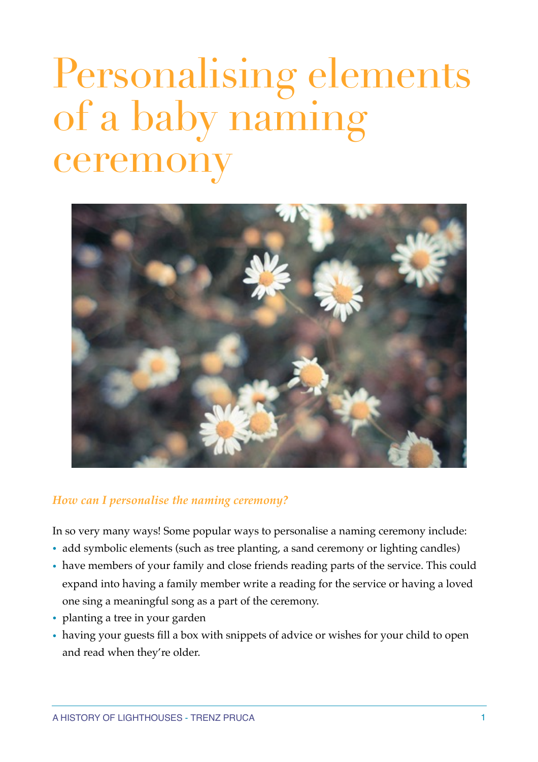# Personalising elements of a baby naming ceremony

*How can I personalise the naming ceremony?*

In so very many ways! Some popular ways to personalise a naming ceremony include:

- add symbolic elements (such as tree planting, a sand ceremony or lighting candles)
- have members of your family and close friends reading parts of the service. This could expand into having a family member write a reading for the service or having a loved one sing a meaningful song as a part of the ceremony.
- planting a tree in your garden
- having your guests fill a box with snippets of advice or wishes for your child to open and read when they're older.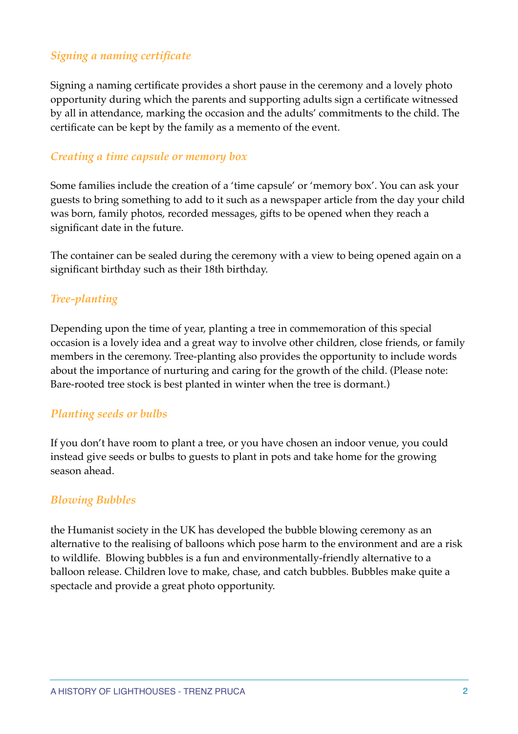### *Signing a naming certificate*

Signing a naming certificate provides a short pause in the ceremony and a lovely photo opportunity during which the parents and supporting adults sign a certificate witnessed by all in attendance, marking the occasion and the adults' commitments to the child. The certificate can be kept by the family as a memento of the event.

### *Creating a time capsule or memory box*

Some families include the creation of a 'time capsule' or 'memory box'. You can ask your guests to bring something to add to it such as a newspaper article from the day your child was born, family photos, recorded messages, gifts to be opened when they reach a significant date in the future.

The container can be sealed during the ceremony with a view to being opened again on a significant birthday such as their 18th birthday.

### *Tree-planting*

Depending upon the time of year, planting a tree in commemoration of this special occasion is a lovely idea and a great way to involve other children, close friends, or family members in the ceremony. Tree-planting also provides the opportunity to include words about the importance of nurturing and caring for the growth of the child. (Please note: Bare-rooted tree stock is best planted in winter when the tree is dormant.)

### *Planting seeds or bulbs*

If you don't have room to plant a tree, or you have chosen an indoor venue, you could instead give seeds or bulbs to guests to plant in pots and take home for the growing season ahead.

### *Blowing Bubbles*

the Humanist society in the UK has developed the bubble blowing ceremony as an alternative to the realising of balloons which pose harm to the environment and are a risk to wildlife. Blowing bubbles is a fun and environmentally-friendly alternative to a balloon release. Children love to make, chase, and catch bubbles. Bubbles make quite a spectacle and provide a great photo opportunity.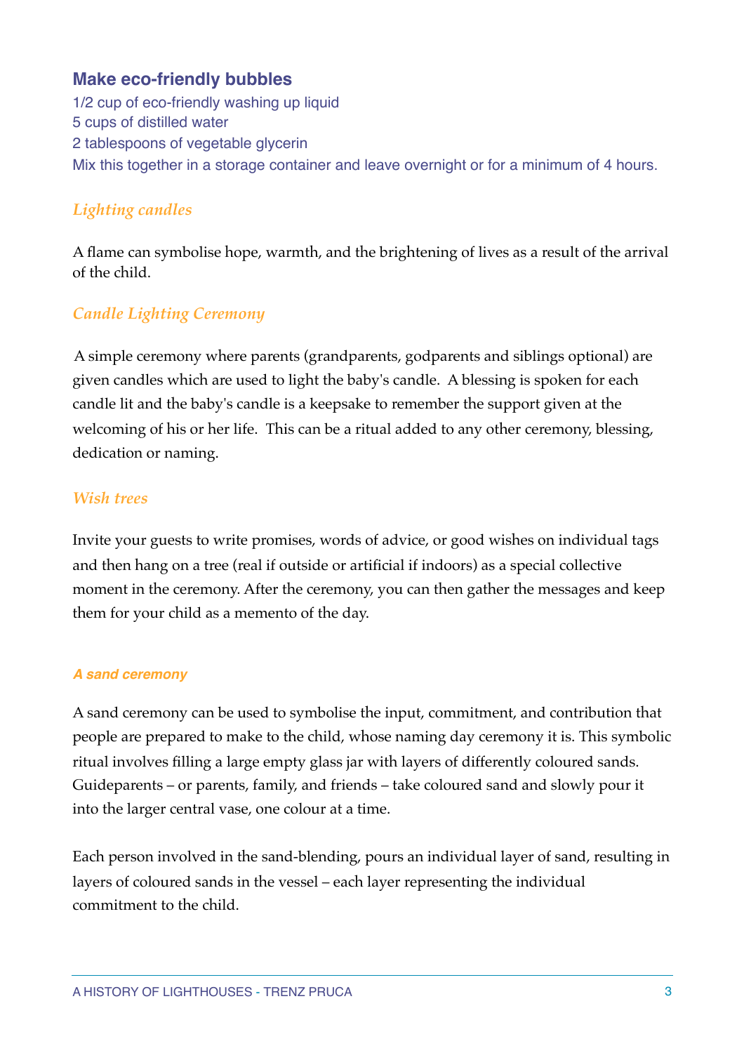## Make eco-friendly bubbles

1/2 cup of eco-friendly washing up liquid
5 cups of distilled water
2 tablespoons of vegetable glycerin
Mix this together in a storage container and leave overnight or for a minimum of 4 hours.

### *Lighting candles*

A flame can symbolise hope, warmth, and the brightening of lives as a result of the arrival of the child.

### *Candle Lighting Ceremony*

A simple ceremony where parents (grandparents, godparents and siblings optional) are given candles which are used to light the baby's candle. A blessing is spoken for each candle lit and the baby's candle is a keepsake to remember the support given at the welcoming of his or her life. This can be a ritual added to any other ceremony, blessing, dedication or naming.

### *Wish trees*

Invite your guests to write promises, words of advice, or good wishes on individual tags and then hang on a tree (real if outside or artificial if indoors) as a special collective moment in the ceremony. After the ceremony, you can then gather the messages and keep them for your child as a memento of the day.

### *A sand ceremony*

A sand ceremony can be used to symbolise the input, commitment, and contribution that people are prepared to make to the child, whose naming day ceremony it is. This symbolic ritual involves filling a large empty glass jar with layers of differently coloured sands. Guideparents – or parents, family, and friends – take coloured sand and slowly pour it into the larger central vase, one colour at a time.

Each person involved in the sand-blending, pours an individual layer of sand, resulting in layers of coloured sands in the vessel – each layer representing the individual commitment to the child.